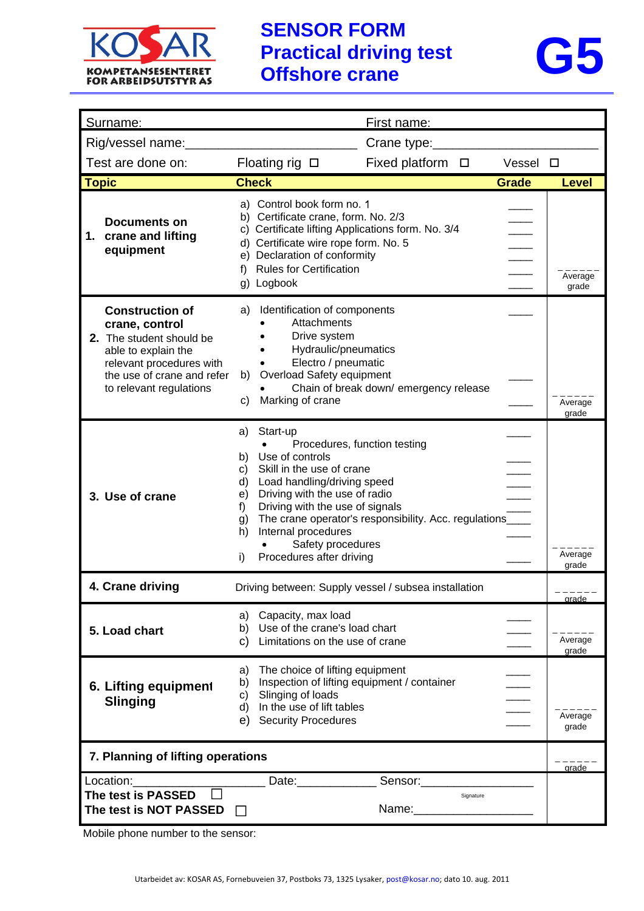KOSAR
KOMPETANSESENTERET FOR ARBEIDSUTSTYR AS

# SENSOR FORM Practical driving test Offshore crane

# G5

Surname: First name:

Rig/vessel name:_______________________ Crane type:_______________________

Test are done on: Floating rig ☐ Fixed platform ☐ Vessel ☐

| Topic | Check | Grade | Level |
|---|---|---|---|
| **1. Documents on crane and lifting equipment** | a) Control book form no. 1<br>b) Certificate crane, form. No. 2/3<br>c) Certificate lifting Applications form. No. 3/4<br>d) Certificate wire rope form. No. 5<br>e) Declaration of conformity<br>f) Rules for Certification<br>g) Logbook | ____<br>____<br>____<br>____<br>____<br>____<br>____ | ______<br>Average grade |
| **2. Construction of crane, control**<br>The student should be able to explain the relevant procedures with the use of crane and refer to relevant regulations | a) Identification of components<br>• Attachments<br>• Drive system<br>• Hydraulic/pneumatics<br>• Electro / pneumatic<br>b) Overload Safety equipment<br>• Chain of break down/ emergency release<br>c) Marking of crane | ____<br><br><br><br><br>____<br><br>____ | ______<br>Average grade |
| **3. Use of crane** | a) Start-up<br>• Procedures, function testing<br>b) Use of controls<br>c) Skill in the use of crane<br>d) Load handling/driving speed<br>e) Driving with the use of radio<br>f) Driving with the use of signals<br>g) The crane operator's responsibility. Acc. regulations<br>h) Internal procedures<br>• Safety procedures<br>i) Procedures after driving | ____<br><br>____<br>____<br>____<br>____<br>____<br>____<br>____<br><br>____ | ______<br>Average grade |
| **4. Crane driving** | Driving between: Supply vessel / subsea installation | | ______<br>grade |
| **5. Load chart** | a) Capacity, max load<br>b) Use of the crane's load chart<br>c) Limitations on the use of crane | ____<br>____<br>____ | ______<br>Average grade |
| **6. Lifting equipment Slinging** | a) The choice of lifting equipment<br>b) Inspection of lifting equipment / container<br>c) Slinging of loads<br>d) In the use of lift tables<br>e) Security Procedures | ____<br>____<br>____<br>____<br>____ | ______<br>Average grade |
| **7. Planning of lifting operations** | | | ______<br>grade |

Location:__________________ Date:____________ Sensor:________________
Signature

**The test is PASSED** ☐

**The test is NOT PASSED** ☐ Name:_________________

Mobile phone number to the sensor:

Utarbeidet av: KOSAR AS, Fornebuveien 37, Postboks 73, 1325 Lysaker, post@kosar.no; dato 10. aug. 2011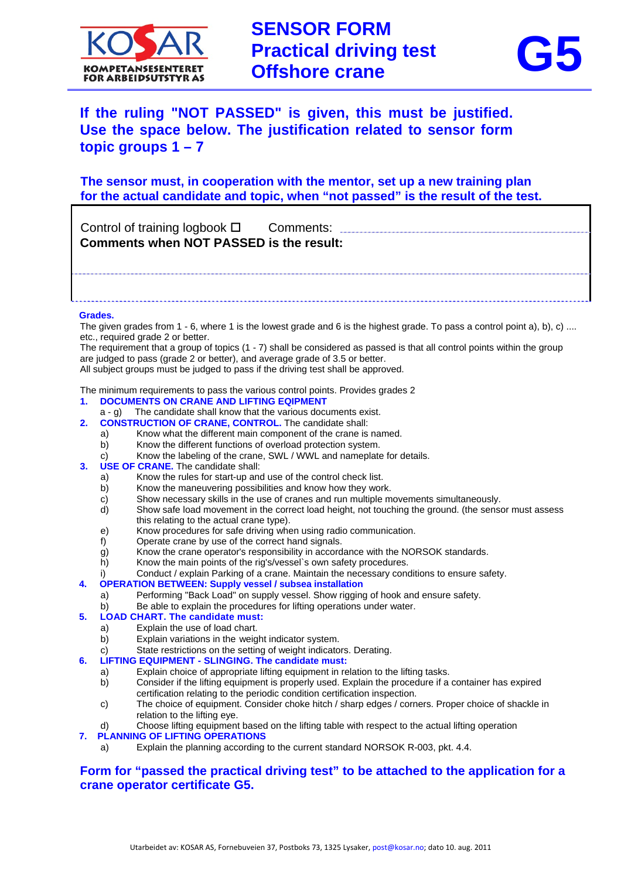KOSAR
KOMPETANSESENTERET FOR ARBEIDSUTSTYR AS

# SENSOR FORM
# Practical driving test
# Offshore crane

# G5

## If the ruling "NOT PASSED" is given, this must be justified. Use the space below. The justification related to sensor form topic groups 1 – 7

### The sensor must, in cooperation with the mentor, set up a new training plan for the actual candidate and topic, when "not passed" is the result of the test.

Control of training logbook ☐ Comments: ____________________

**Comments when NOT PASSED is the result:**

______________________________________________

______________________________________________

**Grades.**

The given grades from 1 - 6, where 1 is the lowest grade and 6 is the highest grade. To pass a control point a), b), c) .... etc., required grade 2 or better.
The requirement that a group of topics (1 - 7) shall be considered as passed is that all control points within the group are judged to pass (grade 2 or better), and average grade of 3.5 or better.
All subject groups must be judged to pass if the driving test shall be approved.

The minimum requirements to pass the various control points. Provides grades 2

1. **DOCUMENTS ON CRANE AND LIFTING EQIPMENT**
   a - g) The candidate shall know that the various documents exist.
2. **CONSTRUCTION OF CRANE, CONTROL.** The candidate shall:
   a) Know what the different main component of the crane is named.
   b) Know the different functions of overload protection system.
   c) Know the labeling of the crane, SWL / WWL and nameplate for details.
3. **USE OF CRANE.** The candidate shall:
   a) Know the rules for start-up and use of the control check list.
   b) Know the maneuvering possibilities and know how they work.
   c) Show necessary skills in the use of cranes and run multiple movements simultaneously.
   d) Show safe load movement in the correct load height, not touching the ground. (the sensor must assess this relating to the actual crane type).
   e) Know procedures for safe driving when using radio communication.
   f) Operate crane by use of the correct hand signals.
   g) Know the crane operator's responsibility in accordance with the NORSOK standards.
   h) Know the main points of the rig's/vessel`s own safety procedures.
   i) Conduct / explain Parking of a crane. Maintain the necessary conditions to ensure safety.
4. **OPERATION BETWEEN: Supply vessel / subsea installation**
   a) Performing "Back Load" on supply vessel. Show rigging of hook and ensure safety.
   b) Be able to explain the procedures for lifting operations under water.
5. **LOAD CHART. The candidate must:**
   a) Explain the use of load chart.
   b) Explain variations in the weight indicator system.
   c) State restrictions on the setting of weight indicators. Derating.
6. **LIFTING EQUIPMENT - SLINGING. The candidate must:**
   a) Explain choice of appropriate lifting equipment in relation to the lifting tasks.
   b) Consider if the lifting equipment is properly used. Explain the procedure if a container has expired certification relating to the periodic condition certification inspection.
   c) The choice of equipment. Consider choke hitch / sharp edges / corners. Proper choice of shackle in relation to the lifting eye.
   d) Choose lifting equipment based on the lifting table with respect to the actual lifting operation
7. **PLANNING OF LIFTING OPERATIONS**
   a) Explain the planning according to the current standard NORSOK R-003, pkt. 4.4.

### Form for "passed the practical driving test" to be attached to the application for a crane operator certificate G5.

Utarbeidet av: KOSAR AS, Fornebuveien 37, Postboks 73, 1325 Lysaker, post@kosar.no; dato 10. aug. 2011